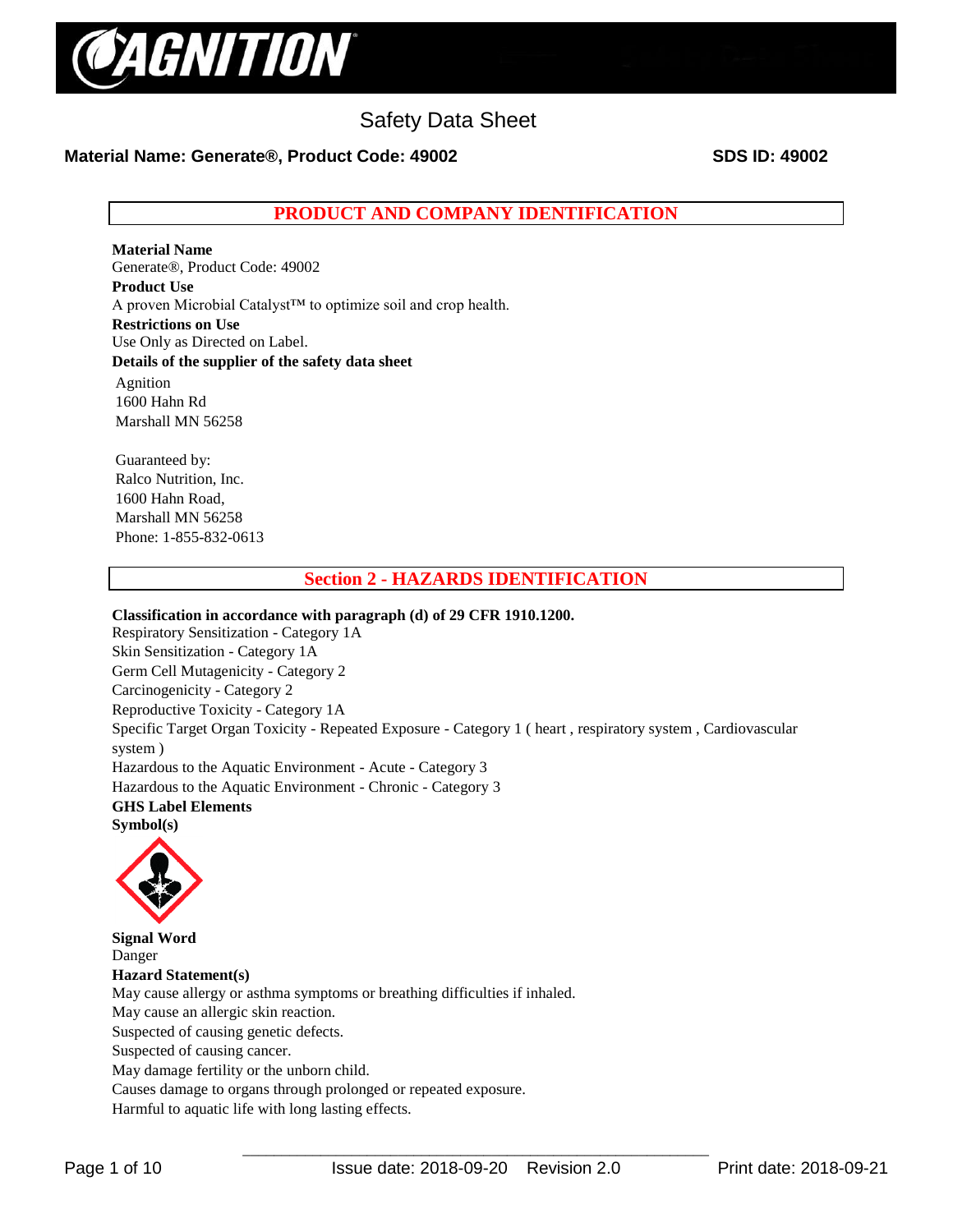# Safety Data Sheet

**Material Name: Generate®, Product Code: 49002** **SDS ID: 49002**

## PRODUCT AND COMPANY IDENTIFICATION

**Material Name**
Generate®, Product Code: 49002

**Product Use**
A proven Microbial Catalyst™ to optimize soil and crop health.

**Restrictions on Use**
Use Only as Directed on Label.

**Details of the supplier of the safety data sheet**

Agnition
1600 Hahn Rd
Marshall MN 56258

Guaranteed by:
Ralco Nutrition, Inc.
1600 Hahn Road,
Marshall MN 56258
Phone: 1-855-832-0613

## Section 2 - HAZARDS IDENTIFICATION

**Classification in accordance with paragraph (d) of 29 CFR 1910.1200.**

Respiratory Sensitization - Category 1A
Skin Sensitization - Category 1A
Germ Cell Mutagenicity - Category 2
Carcinogenicity - Category 2
Reproductive Toxicity - Category 1A
Specific Target Organ Toxicity - Repeated Exposure - Category 1 ( heart , respiratory system , Cardiovascular system )
Hazardous to the Aquatic Environment - Acute - Category 3
Hazardous to the Aquatic Environment - Chronic - Category 3

**GHS Label Elements**

**Symbol(s)**

**Signal Word**
Danger

**Hazard Statement(s)**
May cause allergy or asthma symptoms or breathing difficulties if inhaled.
May cause an allergic skin reaction.
Suspected of causing genetic defects.
Suspected of causing cancer.
May damage fertility or the unborn child.
Causes damage to organs through prolonged or repeated exposure.
Harmful to aquatic life with long lasting effects.

Issue date: 2018-09-20 Revision 2.0 Print date: 2018-09-21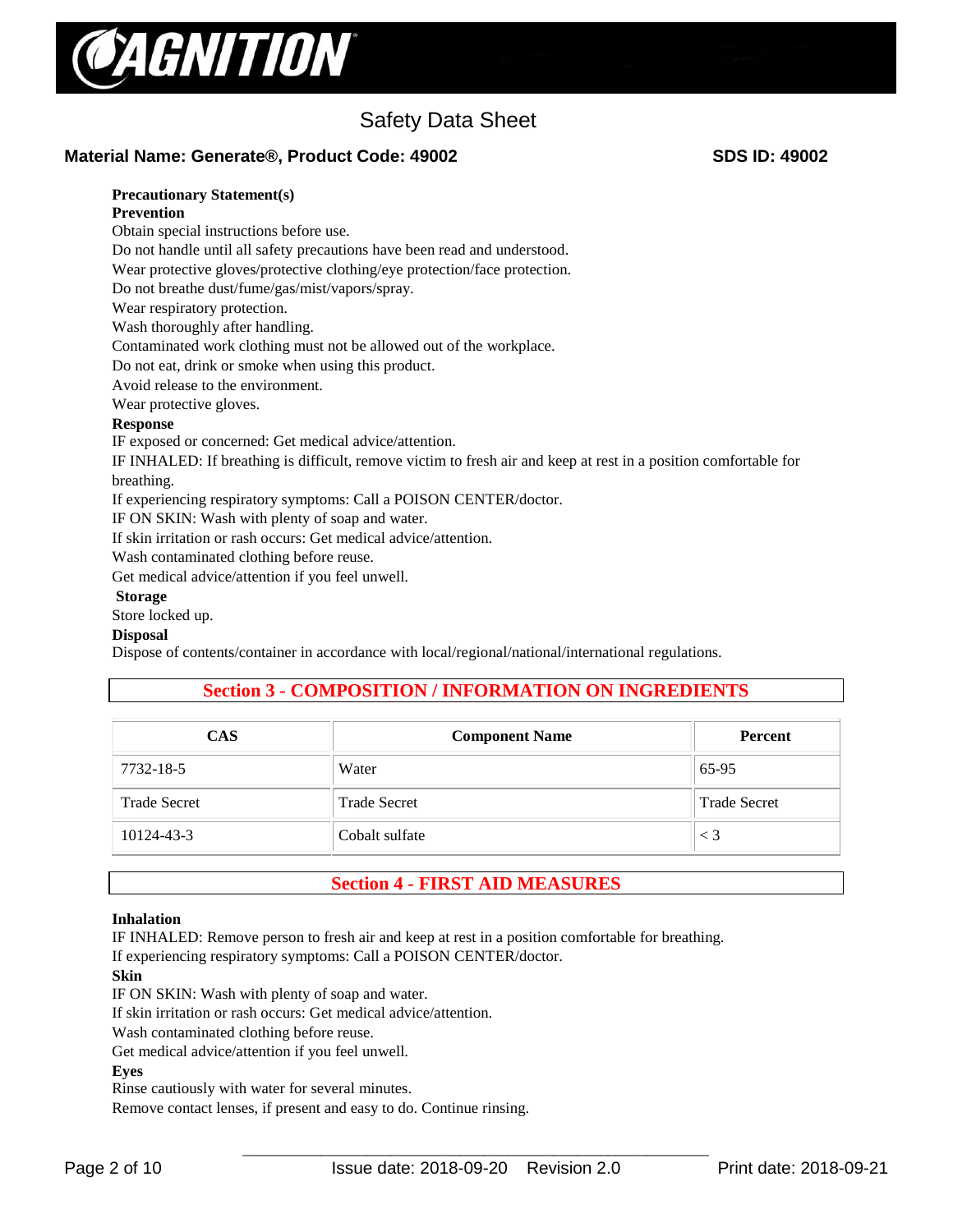**Precautionary Statement(s)**

**Prevention**

Obtain special instructions before use.
Do not handle until all safety precautions have been read and understood.
Wear protective gloves/protective clothing/eye protection/face protection.
Do not breathe dust/fume/gas/mist/vapors/spray.
Wear respiratory protection.
Wash thoroughly after handling.
Contaminated work clothing must not be allowed out of the workplace.
Do not eat, drink or smoke when using this product.
Avoid release to the environment.
Wear protective gloves.

**Response**

IF exposed or concerned: Get medical advice/attention.
IF INHALED: If breathing is difficult, remove victim to fresh air and keep at rest in a position comfortable for breathing.
If experiencing respiratory symptoms: Call a POISON CENTER/doctor.
IF ON SKIN: Wash with plenty of soap and water.
If skin irritation or rash occurs: Get medical advice/attention.
Wash contaminated clothing before reuse.
Get medical advice/attention if you feel unwell.

**Storage**

Store locked up.

**Disposal**

Dispose of contents/container in accordance with local/regional/national/international regulations.

## Section 3 - COMPOSITION / INFORMATION ON INGREDIENTS

| CAS | Component Name | Percent |
|---|---|---|
| 7732-18-5 | Water | 65-95 |
| Trade Secret | Trade Secret | Trade Secret |
| 10124-43-3 | Cobalt sulfate | < 3 |

## Section 4 - FIRST AID MEASURES

**Inhalation**

IF INHALED: Remove person to fresh air and keep at rest in a position comfortable for breathing.
If experiencing respiratory symptoms: Call a POISON CENTER/doctor.

**Skin**

IF ON SKIN: Wash with plenty of soap and water.
If skin irritation or rash occurs: Get medical advice/attention.
Wash contaminated clothing before reuse.
Get medical advice/attention if you feel unwell.

**Eyes**

Rinse cautiously with water for several minutes.
Remove contact lenses, if present and easy to do. Continue rinsing.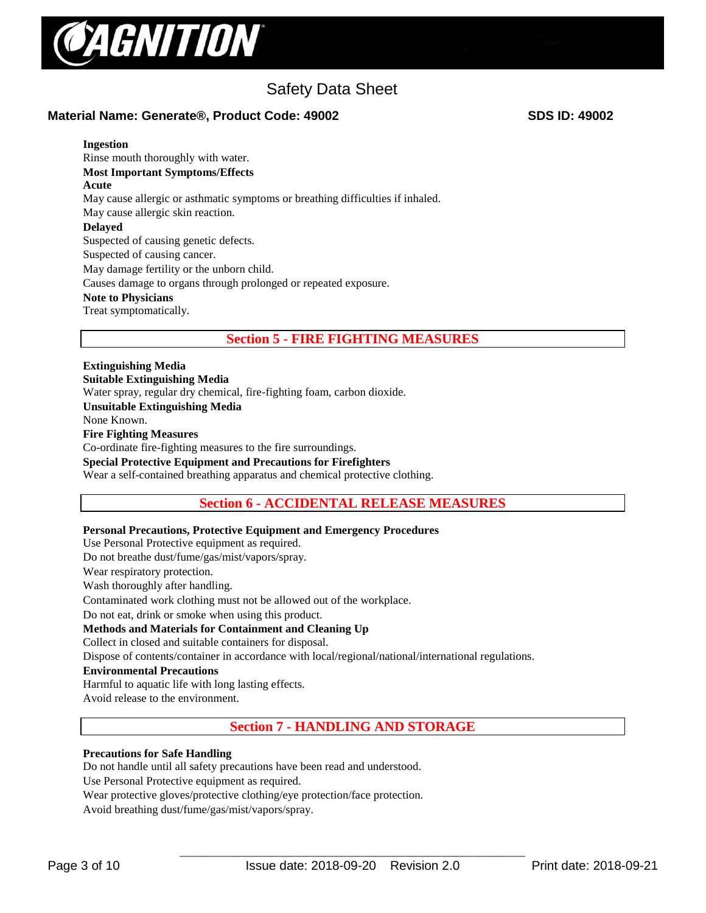**Ingestion**

Rinse mouth thoroughly with water.

**Most Important Symptoms/Effects**

**Acute**

May cause allergic or asthmatic symptoms or breathing difficulties if inhaled.

May cause allergic skin reaction.

**Delayed**

Suspected of causing genetic defects.

Suspected of causing cancer.

May damage fertility or the unborn child.

Causes damage to organs through prolonged or repeated exposure.

**Note to Physicians**

Treat symptomatically.

## Section 5 - FIRE FIGHTING MEASURES

**Extinguishing Media**

**Suitable Extinguishing Media**

Water spray, regular dry chemical, fire-fighting foam, carbon dioxide.

**Unsuitable Extinguishing Media**

None Known.

**Fire Fighting Measures**

Co-ordinate fire-fighting measures to the fire surroundings.

**Special Protective Equipment and Precautions for Firefighters**

Wear a self-contained breathing apparatus and chemical protective clothing.

## Section 6 - ACCIDENTAL RELEASE MEASURES

**Personal Precautions, Protective Equipment and Emergency Procedures**

Use Personal Protective equipment as required.

Do not breathe dust/fume/gas/mist/vapors/spray.

Wear respiratory protection.

Wash thoroughly after handling.

Contaminated work clothing must not be allowed out of the workplace.

Do not eat, drink or smoke when using this product.

**Methods and Materials for Containment and Cleaning Up**

Collect in closed and suitable containers for disposal.

Dispose of contents/container in accordance with local/regional/national/international regulations.

**Environmental Precautions**

Harmful to aquatic life with long lasting effects.

Avoid release to the environment.

## Section 7 - HANDLING AND STORAGE

**Precautions for Safe Handling**

Do not handle until all safety precautions have been read and understood.

Use Personal Protective equipment as required.

Wear protective gloves/protective clothing/eye protection/face protection.

Avoid breathing dust/fume/gas/mist/vapors/spray.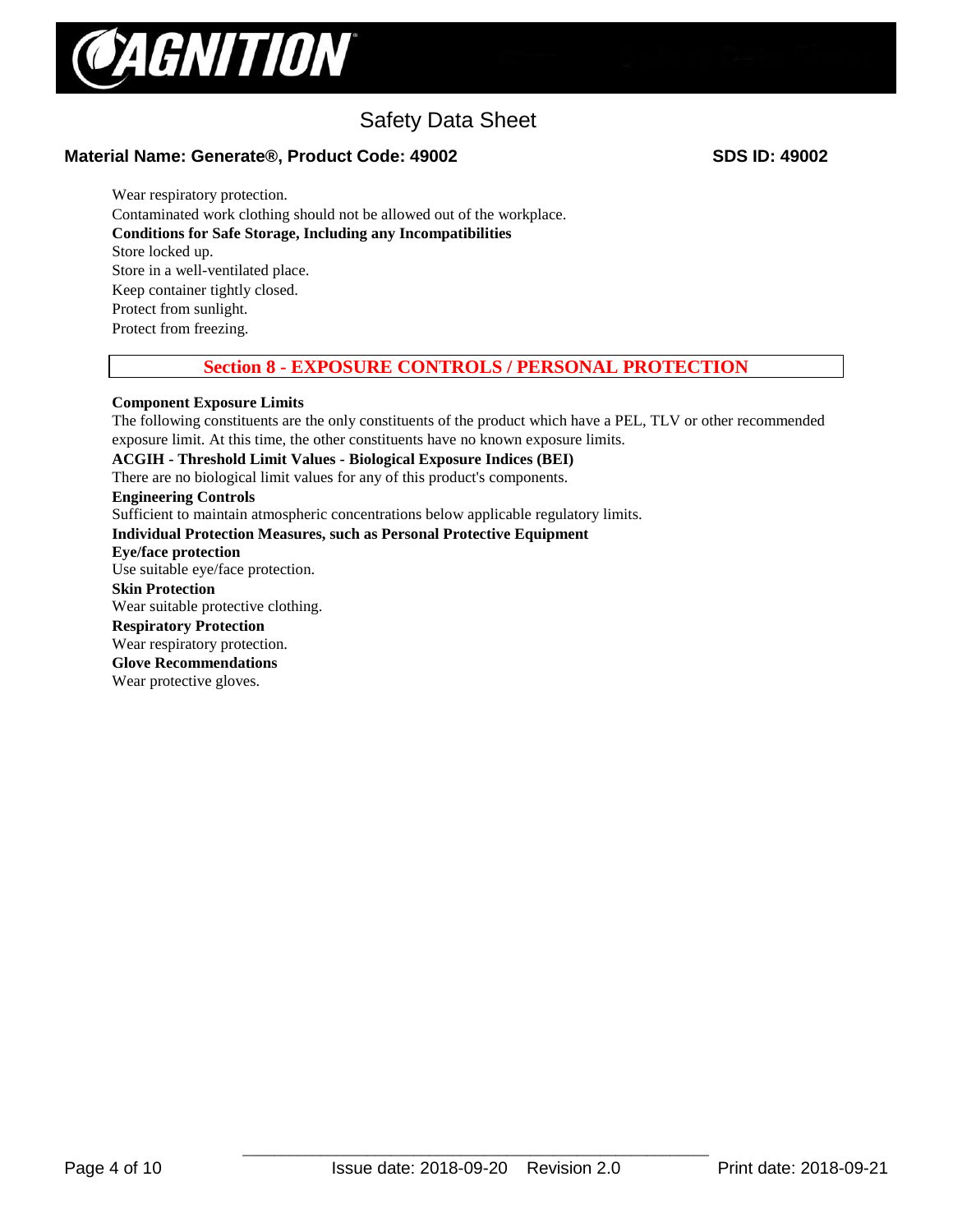Wear respiratory protection.
Contaminated work clothing should not be allowed out of the workplace.

**Conditions for Safe Storage, Including any Incompatibilities**

Store locked up.
Store in a well-ventilated place.
Keep container tightly closed.
Protect from sunlight.
Protect from freezing.

## Section 8 - EXPOSURE CONTROLS / PERSONAL PROTECTION

**Component Exposure Limits**

The following constituents are the only constituents of the product which have a PEL, TLV or other recommended exposure limit. At this time, the other constituents have no known exposure limits.

**ACGIH - Threshold Limit Values - Biological Exposure Indices (BEI)**

There are no biological limit values for any of this product's components.

**Engineering Controls**

Sufficient to maintain atmospheric concentrations below applicable regulatory limits.

**Individual Protection Measures, such as Personal Protective Equipment**

**Eye/face protection**

Use suitable eye/face protection.

**Skin Protection**

Wear suitable protective clothing.

**Respiratory Protection**

Wear respiratory protection.

**Glove Recommendations**

Wear protective gloves.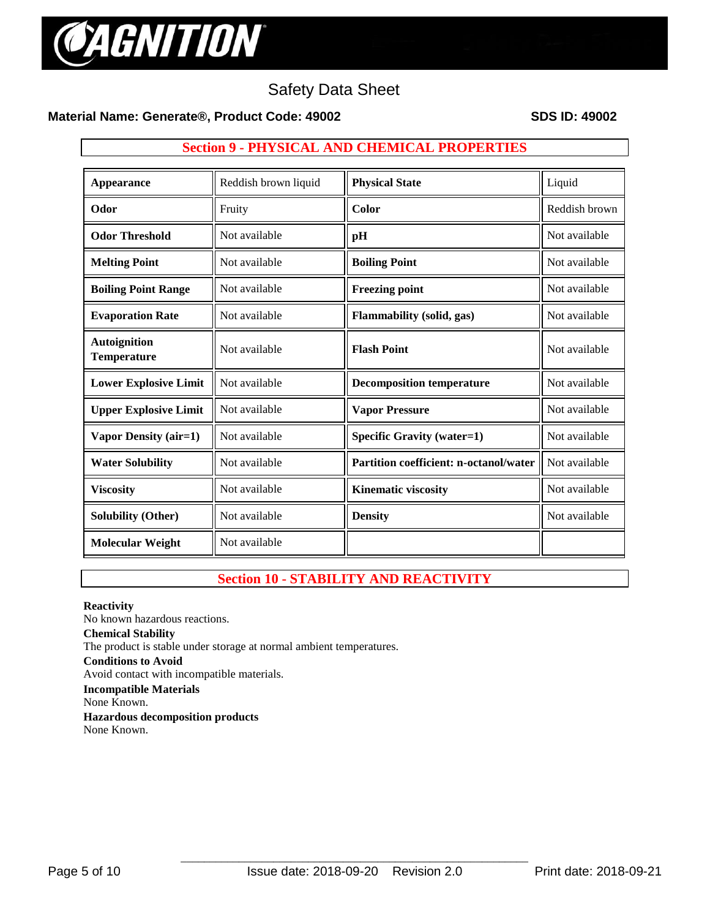Safety Data Sheet

**Material Name: Generate®, Product Code: 49002** **SDS ID: 49002**

## Section 9 - PHYSICAL AND CHEMICAL PROPERTIES

| Appearance | Reddish brown liquid | Physical State | Liquid |
|---|---|---|---|
| Odor | Fruity | Color | Reddish brown |
| Odor Threshold | Not available | pH | Not available |
| Melting Point | Not available | Boiling Point | Not available |
| Boiling Point Range | Not available | Freezing point | Not available |
| Evaporation Rate | Not available | Flammability (solid, gas) | Not available |
| Autoignition Temperature | Not available | Flash Point | Not available |
| Lower Explosive Limit | Not available | Decomposition temperature | Not available |
| Upper Explosive Limit | Not available | Vapor Pressure | Not available |
| Vapor Density (air=1) | Not available | Specific Gravity (water=1) | Not available |
| Water Solubility | Not available | Partition coefficient: n-octanol/water | Not available |
| Viscosity | Not available | Kinematic viscosity | Not available |
| Solubility (Other) | Not available | Density | Not available |
| Molecular Weight | Not available | | |

## Section 10 - STABILITY AND REACTIVITY

**Reactivity**
No known hazardous reactions.

**Chemical Stability**
The product is stable under storage at normal ambient temperatures.

**Conditions to Avoid**
Avoid contact with incompatible materials.

**Incompatible Materials**
None Known.

**Hazardous decomposition products**
None Known.

Issue date: 2018-09-20 Revision 2.0 Print date: 2018-09-21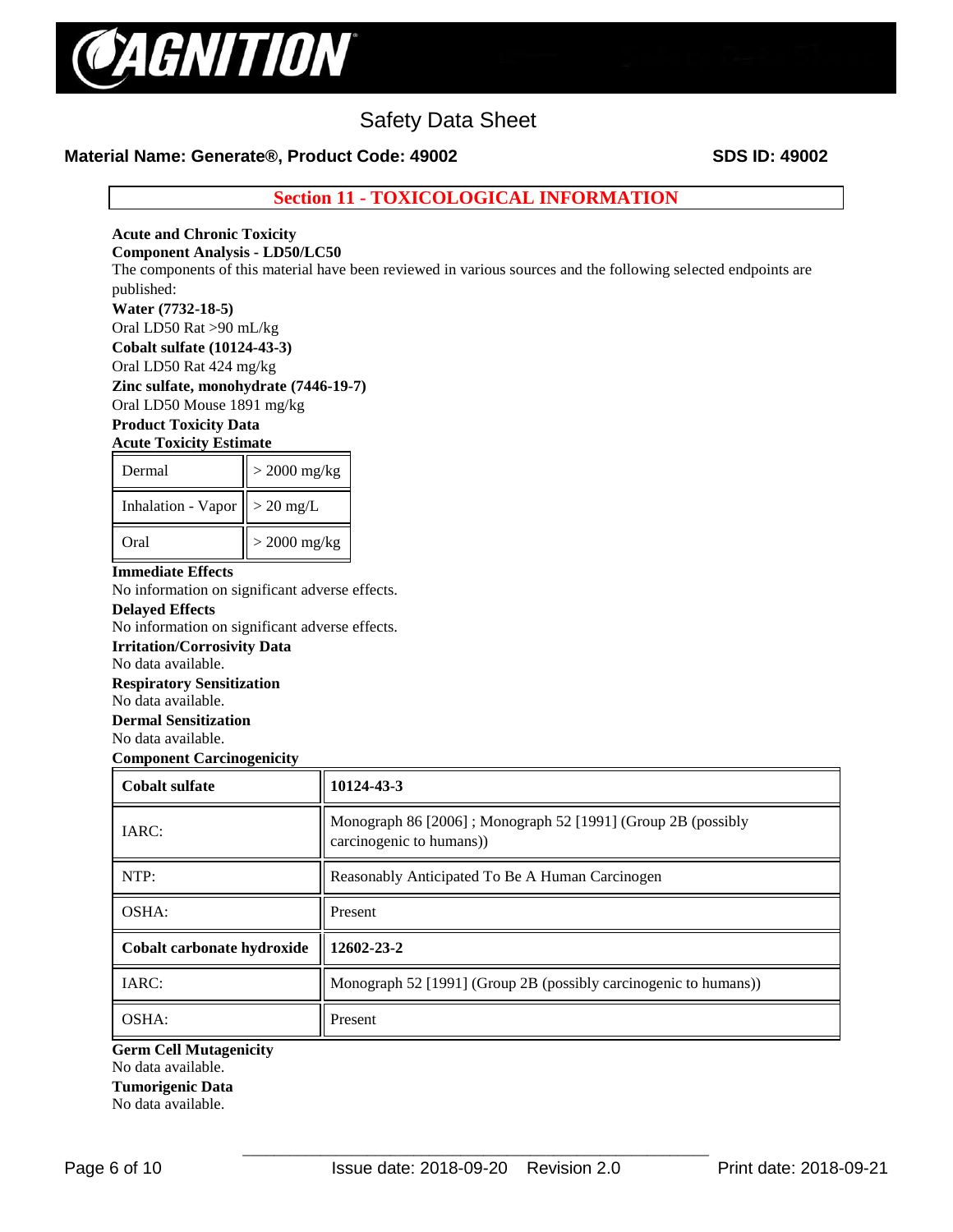## Section 11 - TOXICOLOGICAL INFORMATION

**Acute and Chronic Toxicity**

**Component Analysis - LD50/LC50**

The components of this material have been reviewed in various sources and the following selected endpoints are published:

**Water (7732-18-5)**

Oral LD50 Rat >90 mL/kg

**Cobalt sulfate (10124-43-3)**

Oral LD50 Rat 424 mg/kg

**Zinc sulfate, monohydrate (7446-19-7)**

Oral LD50 Mouse 1891 mg/kg

**Product Toxicity Data**

**Acute Toxicity Estimate**

| | |
|---|---|
| Dermal | > 2000 mg/kg |
| Inhalation - Vapor | > 20 mg/L |
| Oral | > 2000 mg/kg |

**Immediate Effects**

No information on significant adverse effects.

**Delayed Effects**

No information on significant adverse effects.

**Irritation/Corrosivity Data**

No data available.

**Respiratory Sensitization**

No data available.

**Dermal Sensitization**

No data available.

**Component Carcinogenicity**

| **Cobalt sulfate** | **10124-43-3** |
|---|---|
| IARC: | Monograph 86 [2006] ; Monograph 52 [1991] (Group 2B (possibly carcinogenic to humans)) |
| NTP: | Reasonably Anticipated To Be A Human Carcinogen |
| OSHA: | Present |
| **Cobalt carbonate hydroxide** | **12602-23-2** |
| IARC: | Monograph 52 [1991] (Group 2B (possibly carcinogenic to humans)) |
| OSHA: | Present |

**Germ Cell Mutagenicity**

No data available.

**Tumorigenic Data**

No data available.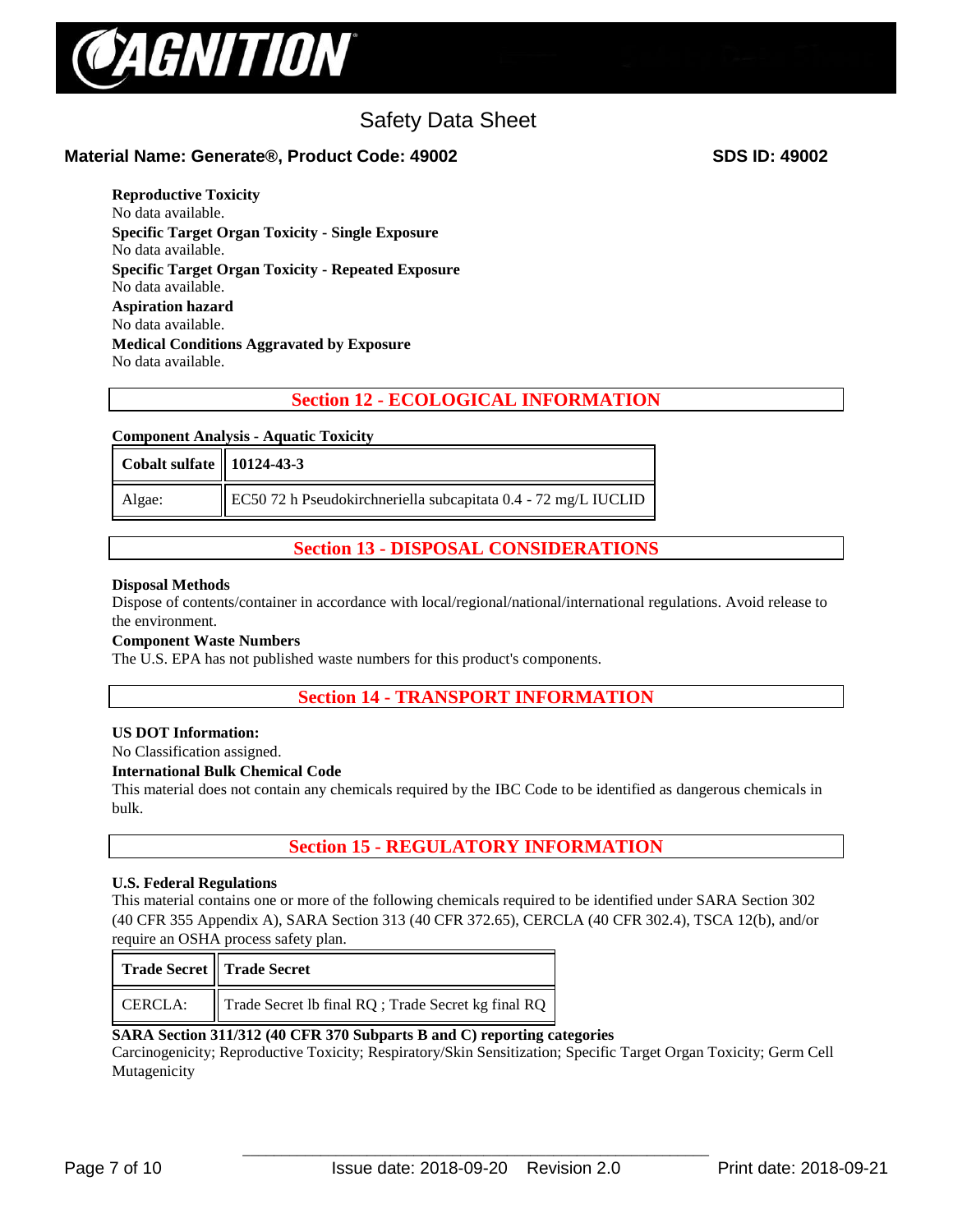**Reproductive Toxicity**
No data available.

**Specific Target Organ Toxicity - Single Exposure**
No data available.

**Specific Target Organ Toxicity - Repeated Exposure**
No data available.

**Aspiration hazard**
No data available.

**Medical Conditions Aggravated by Exposure**
No data available.

## Section 12 - ECOLOGICAL INFORMATION

**Component Analysis - Aquatic Toxicity**

| Cobalt sulfate | 10124-43-3 |
|---|---|
| Algae: | EC50 72 h Pseudokirchneriella subcapitata 0.4 - 72 mg/L IUCLID |

## Section 13 - DISPOSAL CONSIDERATIONS

**Disposal Methods**
Dispose of contents/container in accordance with local/regional/national/international regulations. Avoid release to the environment.

**Component Waste Numbers**
The U.S. EPA has not published waste numbers for this product's components.

## Section 14 - TRANSPORT INFORMATION

**US DOT Information:**
No Classification assigned.

**International Bulk Chemical Code**
This material does not contain any chemicals required by the IBC Code to be identified as dangerous chemicals in bulk.

## Section 15 - REGULATORY INFORMATION

**U.S. Federal Regulations**
This material contains one or more of the following chemicals required to be identified under SARA Section 302 (40 CFR 355 Appendix A), SARA Section 313 (40 CFR 372.65), CERCLA (40 CFR 302.4), TSCA 12(b), and/or require an OSHA process safety plan.

| Trade Secret | Trade Secret |
|---|---|
| CERCLA: | Trade Secret lb final RQ ; Trade Secret kg final RQ |

**SARA Section 311/312 (40 CFR 370 Subparts B and C) reporting categories**
Carcinogenicity; Reproductive Toxicity; Respiratory/Skin Sensitization; Specific Target Organ Toxicity; Germ Cell Mutagenicity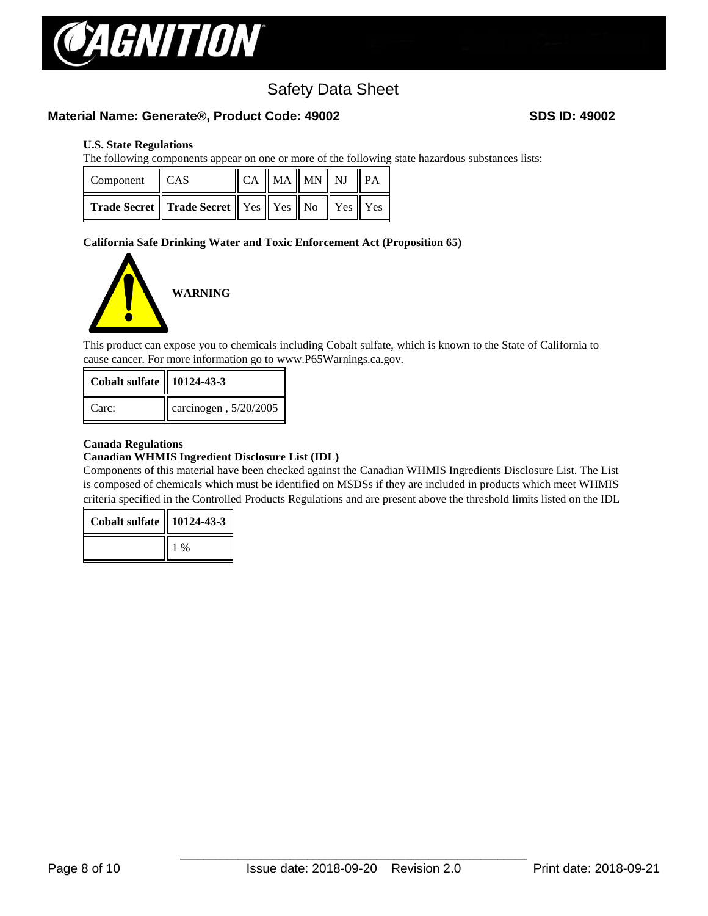### U.S. State Regulations

The following components appear on one or more of the following state hazardous substances lists:

| Component | CAS | CA | MA | MN | NJ | PA |
|---|---|---|---|---|---|---|
| **Trade Secret** | **Trade Secret** | Yes | Yes | No | Yes | Yes |

### California Safe Drinking Water and Toxic Enforcement Act (Proposition 65)

**WARNING**

This product can expose you to chemicals including Cobalt sulfate, which is known to the State of California to cause cancer. For more information go to www.P65Warnings.ca.gov.

| **Cobalt sulfate** | **10124-43-3** |
|---|---|
| Carc: | carcinogen , 5/20/2005 |

### Canada Regulations

### Canadian WHMIS Ingredient Disclosure List (IDL)

Components of this material have been checked against the Canadian WHMIS Ingredients Disclosure List. The List is composed of chemicals which must be identified on MSDSs if they are included in products which meet WHMIS criteria specified in the Controlled Products Regulations and are present above the threshold limits listed on the IDL

| **Cobalt sulfate** | **10124-43-3** |
|---|---|
| | 1 % |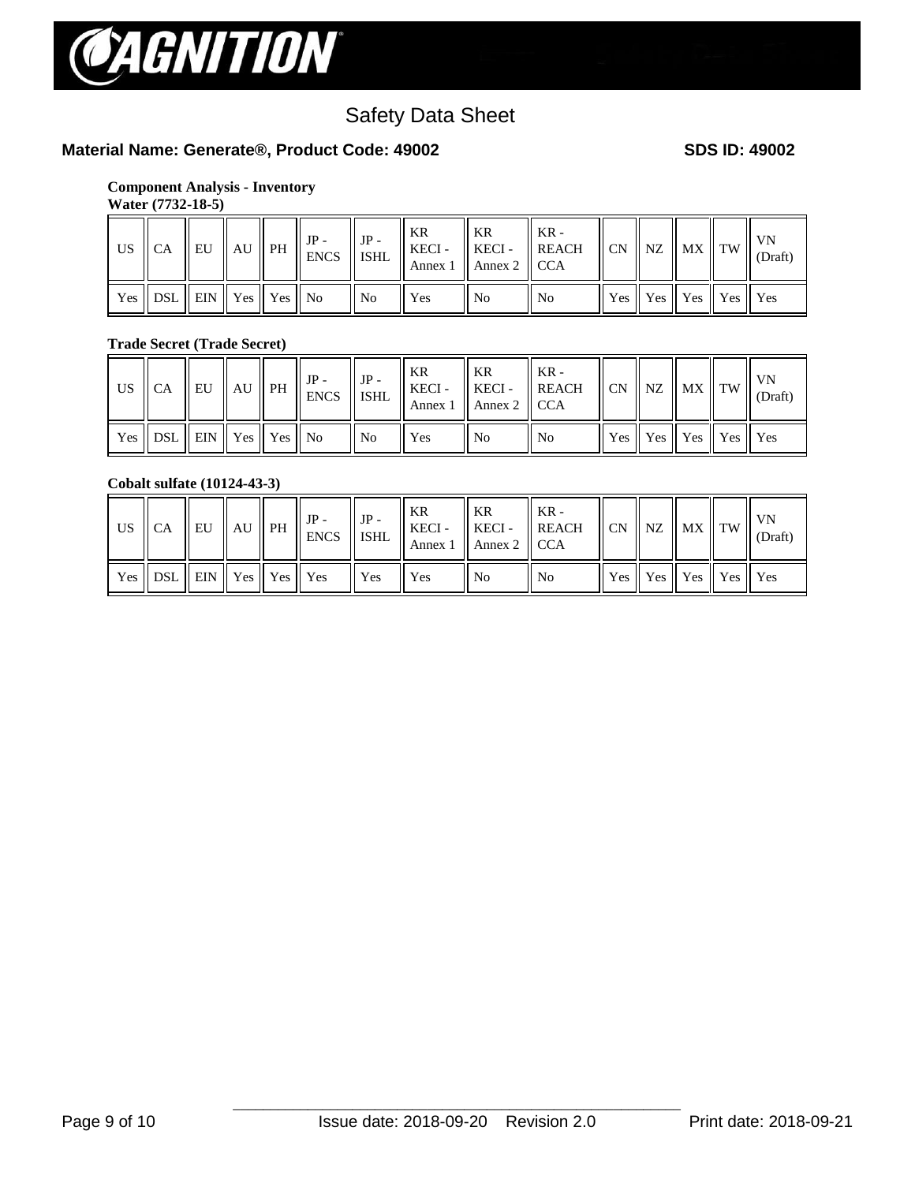# Safety Data Sheet

**Material Name: Generate®, Product Code: 49002** **SDS ID: 49002**

**Component Analysis - Inventory**

**Water (7732-18-5)**

| US | CA | EU | AU | PH | JP - ENCS | JP - ISHL | KR KECI - Annex 1 | KR KECI - Annex 2 | KR - REACH CCA | CN | NZ | MX | TW | VN (Draft) |
|---|---|---|---|---|---|---|---|---|---|---|---|---|---|---|
| Yes | DSL | EIN | Yes | Yes | No | No | Yes | No | No | Yes | Yes | Yes | Yes | Yes |

**Trade Secret (Trade Secret)**

| US | CA | EU | AU | PH | JP - ENCS | JP - ISHL | KR KECI - Annex 1 | KR KECI - Annex 2 | KR - REACH CCA | CN | NZ | MX | TW | VN (Draft) |
|---|---|---|---|---|---|---|---|---|---|---|---|---|---|---|
| Yes | DSL | EIN | Yes | Yes | No | No | Yes | No | No | Yes | Yes | Yes | Yes | Yes |

**Cobalt sulfate (10124-43-3)**

| US | CA | EU | AU | PH | JP - ENCS | JP - ISHL | KR KECI - Annex 1 | KR KECI - Annex 2 | KR - REACH CCA | CN | NZ | MX | TW | VN (Draft) |
|---|---|---|---|---|---|---|---|---|---|---|---|---|---|---|
| Yes | DSL | EIN | Yes | Yes | Yes | Yes | Yes | No | No | Yes | Yes | Yes | Yes | Yes |

Issue date: 2018-09-20 Revision 2.0 Print date: 2018-09-21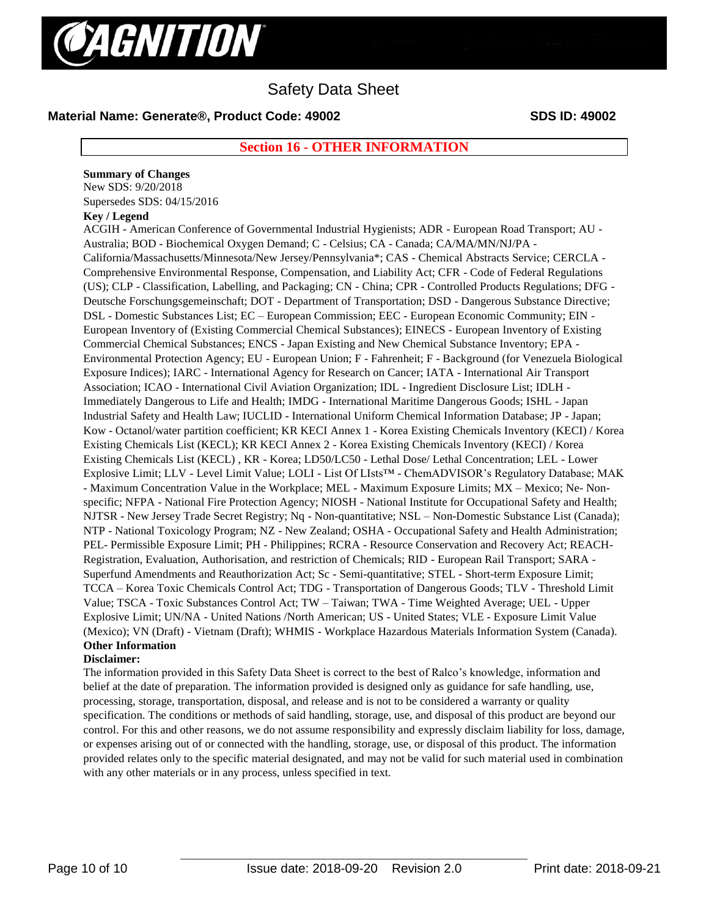# Safety Data Sheet

**Material Name: Generate®, Product Code: 49002** **SDS ID: 49002**

## Section 16 - OTHER INFORMATION

**Summary of Changes**

New SDS: 9/20/2018

Supersedes SDS: 04/15/2016

**Key / Legend**

ACGIH - American Conference of Governmental Industrial Hygienists; ADR - European Road Transport; AU - Australia; BOD - Biochemical Oxygen Demand; C - Celsius; CA - Canada; CA/MA/MN/NJ/PA - California/Massachusetts/Minnesota/New Jersey/Pennsylvania*; CAS - Chemical Abstracts Service; CERCLA - Comprehensive Environmental Response, Compensation, and Liability Act; CFR - Code of Federal Regulations (US); CLP - Classification, Labelling, and Packaging; CN - China; CPR - Controlled Products Regulations; DFG - Deutsche Forschungsgemeinschaft; DOT - Department of Transportation; DSD - Dangerous Substance Directive; DSL - Domestic Substances List; EC – European Commission; EEC - European Economic Community; EIN - European Inventory of (Existing Commercial Chemical Substances); EINECS - European Inventory of Existing Commercial Chemical Substances; ENCS - Japan Existing and New Chemical Substance Inventory; EPA - Environmental Protection Agency; EU - European Union; F - Fahrenheit; F - Background (for Venezuela Biological Exposure Indices); IARC - International Agency for Research on Cancer; IATA - International Air Transport Association; ICAO - International Civil Aviation Organization; IDL - Ingredient Disclosure List; IDLH - Immediately Dangerous to Life and Health; IMDG - International Maritime Dangerous Goods; ISHL - Japan Industrial Safety and Health Law; IUCLID - International Uniform Chemical Information Database; JP - Japan; Kow - Octanol/water partition coefficient; KR KECI Annex 1 - Korea Existing Chemicals Inventory (KECI) / Korea Existing Chemicals List (KECL); KR KECI Annex 2 - Korea Existing Chemicals Inventory (KECI) / Korea Existing Chemicals List (KECL) , KR - Korea; LD50/LC50 - Lethal Dose/ Lethal Concentration; LEL - Lower Explosive Limit; LLV - Level Limit Value; LOLI - List Of LIsts™ - ChemADVISOR's Regulatory Database; MAK - Maximum Concentration Value in the Workplace; MEL - Maximum Exposure Limits; MX – Mexico; Ne- Non-specific; NFPA - National Fire Protection Agency; NIOSH - National Institute for Occupational Safety and Health; NJTSR - New Jersey Trade Secret Registry; Nq - Non-quantitative; NSL – Non-Domestic Substance List (Canada); NTP - National Toxicology Program; NZ - New Zealand; OSHA - Occupational Safety and Health Administration; PEL- Permissible Exposure Limit; PH - Philippines; RCRA - Resource Conservation and Recovery Act; REACH- Registration, Evaluation, Authorisation, and restriction of Chemicals; RID - European Rail Transport; SARA - Superfund Amendments and Reauthorization Act; Sc - Semi-quantitative; STEL - Short-term Exposure Limit; TCCA – Korea Toxic Chemicals Control Act; TDG - Transportation of Dangerous Goods; TLV - Threshold Limit Value; TSCA - Toxic Substances Control Act; TW – Taiwan; TWA - Time Weighted Average; UEL - Upper Explosive Limit; UN/NA - United Nations /North American; US - United States; VLE - Exposure Limit Value (Mexico); VN (Draft) - Vietnam (Draft); WHMIS - Workplace Hazardous Materials Information System (Canada).

**Other Information**

**Disclaimer:**

The information provided in this Safety Data Sheet is correct to the best of Ralco's knowledge, information and belief at the date of preparation. The information provided is designed only as guidance for safe handling, use, processing, storage, transportation, disposal, and release and is not to be considered a warranty or quality specification. The conditions or methods of said handling, storage, use, and disposal of this product are beyond our control. For this and other reasons, we do not assume responsibility and expressly disclaim liability for loss, damage, or expenses arising out of or connected with the handling, storage, use, or disposal of this product. The information provided relates only to the specific material designated, and may not be valid for such material used in combination with any other materials or in any process, unless specified in text.